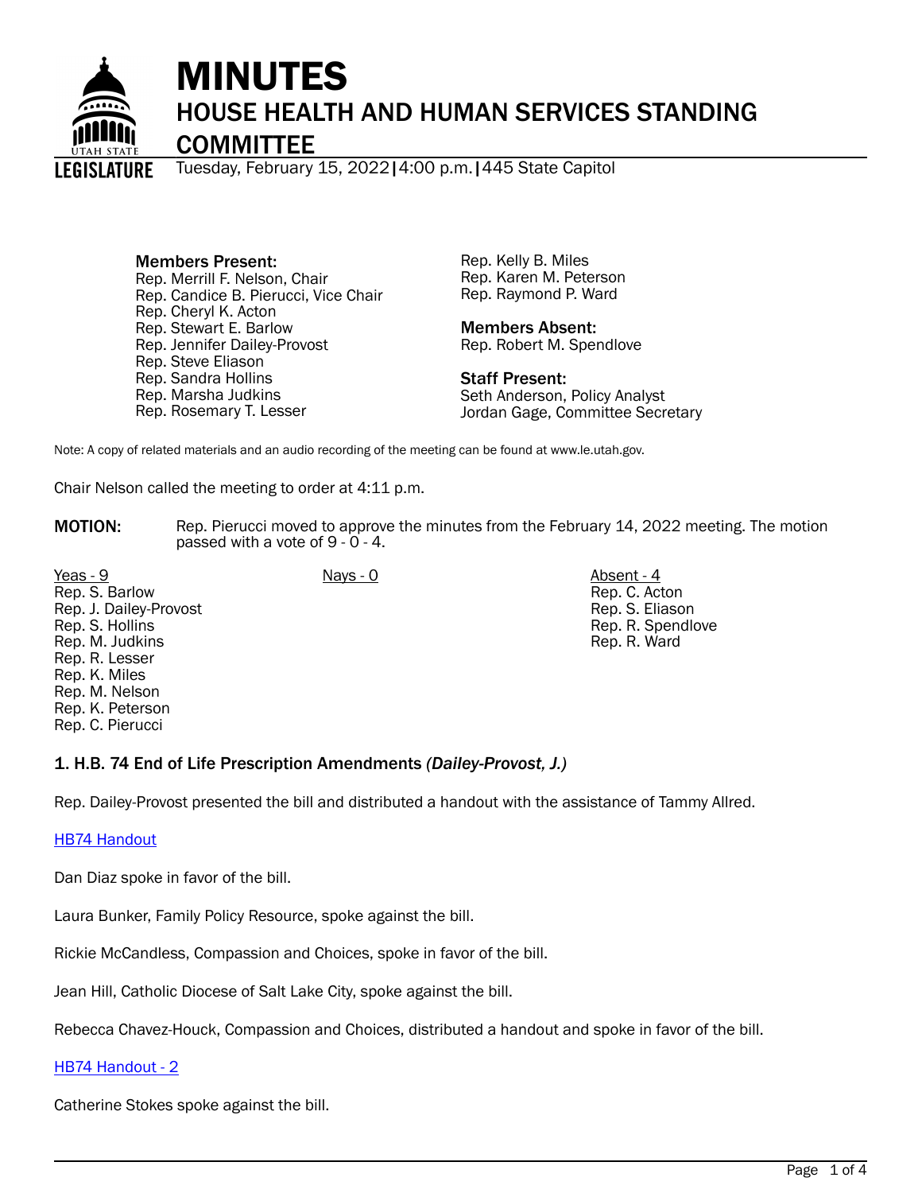# MINUTES

## HOUSE HEALTH AND HUMAN SERVICES STANDING COMMITTEE

Tuesday, February 15, 2022|4:00 p.m.|445 State Capitol

**Members Present:**
Rep. Merrill F. Nelson, Chair
Rep. Candice B. Pierucci, Vice Chair
Rep. Cheryl K. Acton
Rep. Stewart E. Barlow
Rep. Jennifer Dailey-Provost
Rep. Steve Eliason
Rep. Sandra Hollins
Rep. Marsha Judkins
Rep. Rosemary T. Lesser
Rep. Kelly B. Miles
Rep. Karen M. Peterson
Rep. Raymond P. Ward

**Members Absent:**
Rep. Robert M. Spendlove

**Staff Present:**
Seth Anderson, Policy Analyst
Jordan Gage, Committee Secretary

Note: A copy of related materials and an audio recording of the meeting can be found at www.le.utah.gov.

Chair Nelson called the meeting to order at 4:11 p.m.

**MOTION:** Rep. Pierucci moved to approve the minutes from the February 14, 2022 meeting. The motion passed with a vote of 9 - 0 - 4.

| Yeas - 9 | Nays - 0 | Absent - 4 |
|---|---|---|
| Rep. S. Barlow | | Rep. C. Acton |
| Rep. J. Dailey-Provost | | Rep. S. Eliason |
| Rep. S. Hollins | | Rep. R. Spendlove |
| Rep. M. Judkins | | Rep. R. Ward |
| Rep. R. Lesser | | |
| Rep. K. Miles | | |
| Rep. M. Nelson | | |
| Rep. K. Peterson | | |
| Rep. C. Pierucci | | |

### 1. H.B. 74 End of Life Prescription Amendments *(Dailey-Provost, J.)*

Rep. Dailey-Provost presented the bill and distributed a handout with the assistance of Tammy Allred.

HB74 Handout

Dan Diaz spoke in favor of the bill.

Laura Bunker, Family Policy Resource, spoke against the bill.

Rickie McCandless, Compassion and Choices, spoke in favor of the bill.

Jean Hill, Catholic Diocese of Salt Lake City, spoke against the bill.

Rebecca Chavez-Houck, Compassion and Choices, distributed a handout and spoke in favor of the bill.

HB74 Handout - 2

Catherine Stokes spoke against the bill.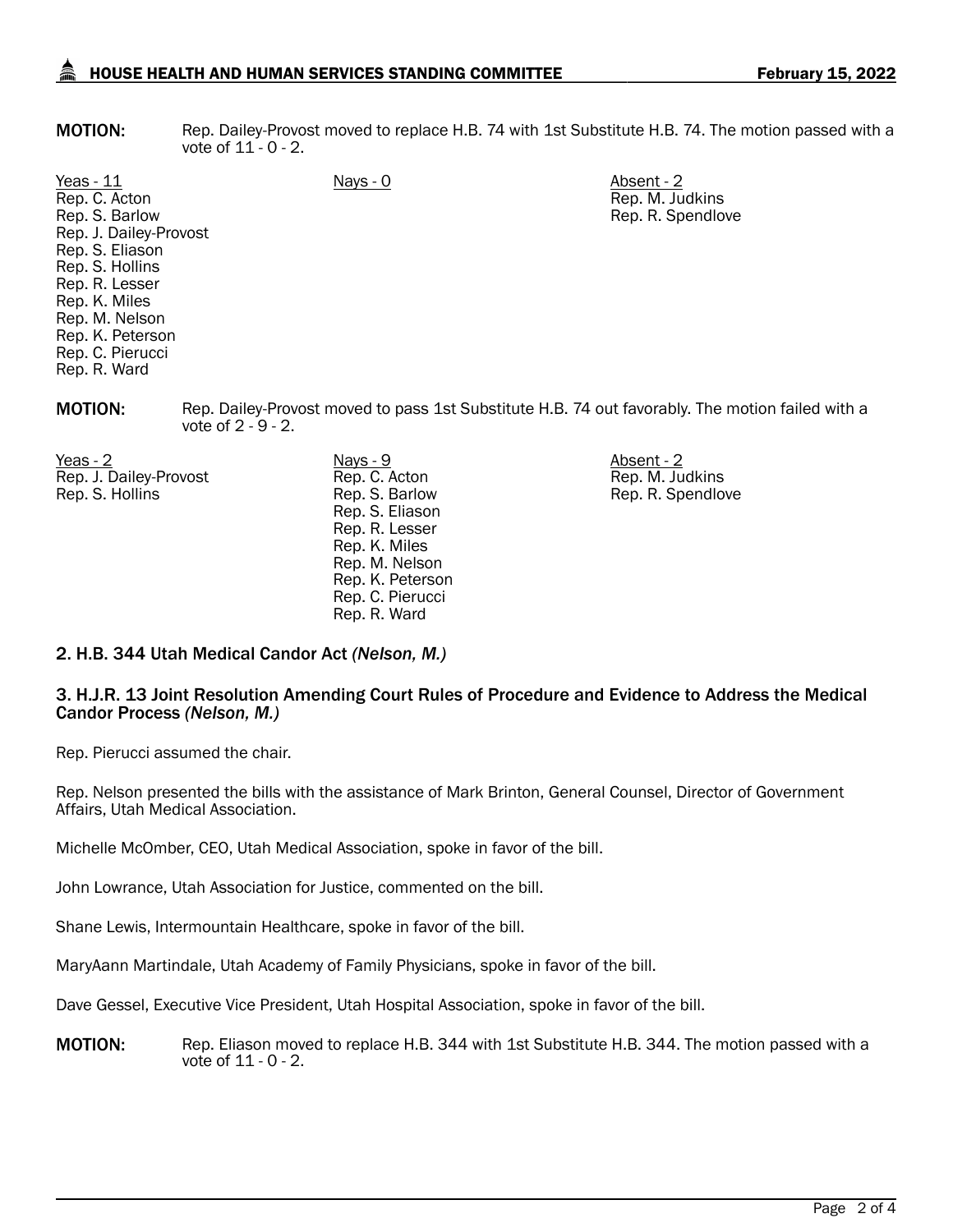**MOTION:** Rep. Dailey-Provost moved to replace H.B. 74 with 1st Substitute H.B. 74. The motion passed with a vote of 11 - 0 - 2.

| Yeas - 11 | Nays - 0 | Absent - 2 |
|---|---|---|
| Rep. C. Acton | | Rep. M. Judkins |
| Rep. S. Barlow | | Rep. R. Spendlove |
| Rep. J. Dailey-Provost | | |
| Rep. S. Eliason | | |
| Rep. S. Hollins | | |
| Rep. R. Lesser | | |
| Rep. K. Miles | | |
| Rep. M. Nelson | | |
| Rep. K. Peterson | | |
| Rep. C. Pierucci | | |
| Rep. R. Ward | | |

**MOTION:** Rep. Dailey-Provost moved to pass 1st Substitute H.B. 74 out favorably. The motion failed with a vote of 2 - 9 - 2.

| Yeas - 2 | Nays - 9 | Absent - 2 |
|---|---|---|
| Rep. J. Dailey-Provost | Rep. C. Acton | Rep. M. Judkins |
| Rep. S. Hollins | Rep. S. Barlow | Rep. R. Spendlove |
| | Rep. S. Eliason | |
| | Rep. R. Lesser | |
| | Rep. K. Miles | |
| | Rep. M. Nelson | |
| | Rep. K. Peterson | |
| | Rep. C. Pierucci | |
| | Rep. R. Ward | |

### 2. H.B. 344 Utah Medical Candor Act *(Nelson, M.)*

### 3. H.J.R. 13 Joint Resolution Amending Court Rules of Procedure and Evidence to Address the Medical Candor Process *(Nelson, M.)*

Rep. Pierucci assumed the chair.

Rep. Nelson presented the bills with the assistance of Mark Brinton, General Counsel, Director of Government Affairs, Utah Medical Association.

Michelle McOmber, CEO, Utah Medical Association, spoke in favor of the bill.

John Lowrance, Utah Association for Justice, commented on the bill.

Shane Lewis, Intermountain Healthcare, spoke in favor of the bill.

MaryAann Martindale, Utah Academy of Family Physicians, spoke in favor of the bill.

Dave Gessel, Executive Vice President, Utah Hospital Association, spoke in favor of the bill.

**MOTION:** Rep. Eliason moved to replace H.B. 344 with 1st Substitute H.B. 344. The motion passed with a vote of 11 - 0 - 2.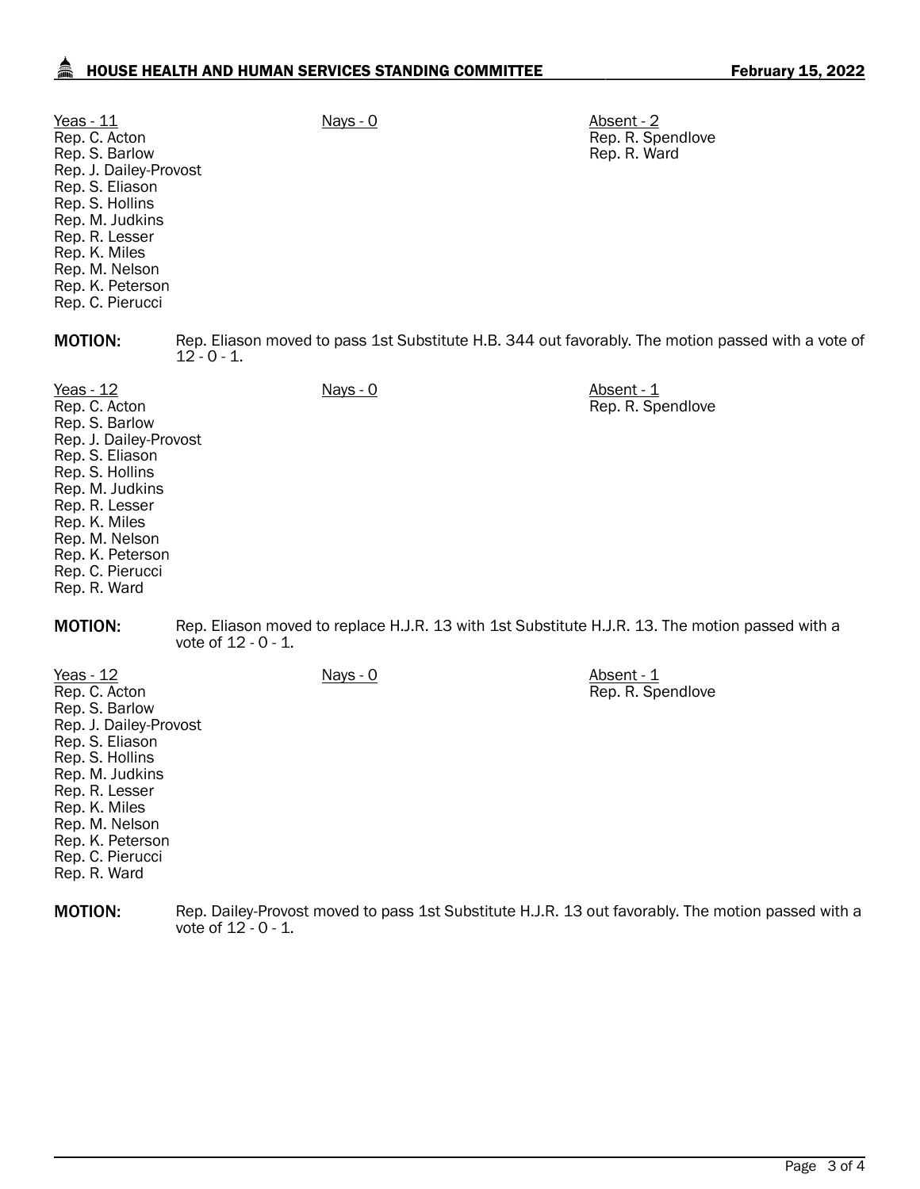| Yeas - 11 | Nays - 0 | Absent - 2 |
| --- | --- | --- |
| Rep. C. Acton | | Rep. R. Spendlove |
| Rep. S. Barlow | | Rep. R. Ward |
| Rep. J. Dailey-Provost | | |
| Rep. S. Eliason | | |
| Rep. S. Hollins | | |
| Rep. M. Judkins | | |
| Rep. R. Lesser | | |
| Rep. K. Miles | | |
| Rep. M. Nelson | | |
| Rep. K. Peterson | | |
| Rep. C. Pierucci | | |

**MOTION:** Rep. Eliason moved to pass 1st Substitute H.B. 344 out favorably. The motion passed with a vote of 12 - 0 - 1.

| Yeas - 12 | Nays - 0 | Absent - 1 |
| --- | --- | --- |
| Rep. C. Acton | | Rep. R. Spendlove |
| Rep. S. Barlow | | |
| Rep. J. Dailey-Provost | | |
| Rep. S. Eliason | | |
| Rep. S. Hollins | | |
| Rep. M. Judkins | | |
| Rep. R. Lesser | | |
| Rep. K. Miles | | |
| Rep. M. Nelson | | |
| Rep. K. Peterson | | |
| Rep. C. Pierucci | | |
| Rep. R. Ward | | |

**MOTION:** Rep. Eliason moved to replace H.J.R. 13 with 1st Substitute H.J.R. 13. The motion passed with a vote of 12 - 0 - 1.

| Yeas - 12 | Nays - 0 | Absent - 1 |
| --- | --- | --- |
| Rep. C. Acton | | Rep. R. Spendlove |
| Rep. S. Barlow | | |
| Rep. J. Dailey-Provost | | |
| Rep. S. Eliason | | |
| Rep. S. Hollins | | |
| Rep. M. Judkins | | |
| Rep. R. Lesser | | |
| Rep. K. Miles | | |
| Rep. M. Nelson | | |
| Rep. K. Peterson | | |
| Rep. C. Pierucci | | |
| Rep. R. Ward | | |

**MOTION:** Rep. Dailey-Provost moved to pass 1st Substitute H.J.R. 13 out favorably. The motion passed with a vote of 12 - 0 - 1.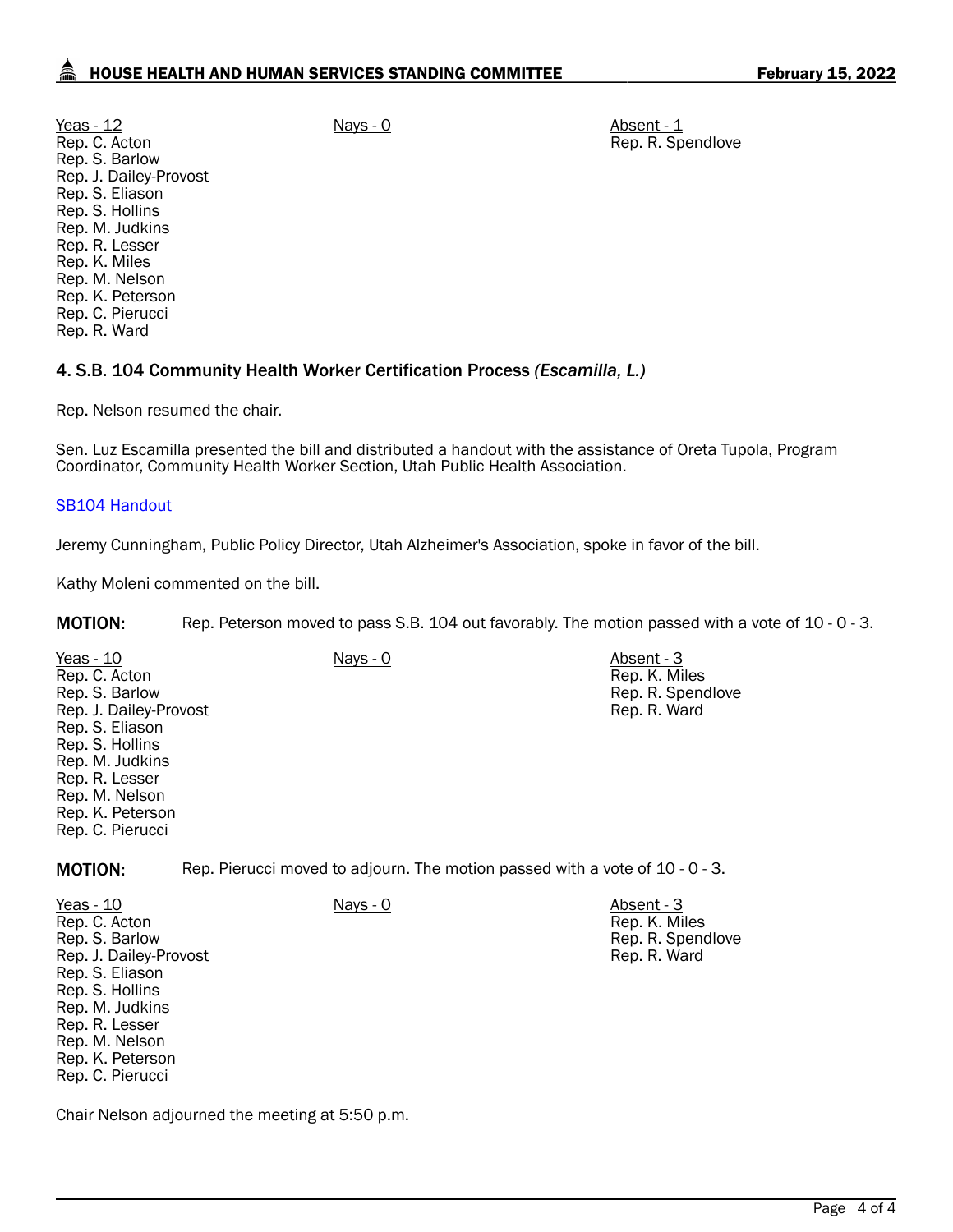| Yeas - 12 | Nays - 0 | Absent - 1 |
|---|---|---|
| Rep. C. Acton | | Rep. R. Spendlove |
| Rep. S. Barlow | | |
| Rep. J. Dailey-Provost | | |
| Rep. S. Eliason | | |
| Rep. S. Hollins | | |
| Rep. M. Judkins | | |
| Rep. R. Lesser | | |
| Rep. K. Miles | | |
| Rep. M. Nelson | | |
| Rep. K. Peterson | | |
| Rep. C. Pierucci | | |
| Rep. R. Ward | | |

### 4. S.B. 104 Community Health Worker Certification Process *(Escamilla, L.)*

Rep. Nelson resumed the chair.

Sen. Luz Escamilla presented the bill and distributed a handout with the assistance of Oreta Tupola, Program Coordinator, Community Health Worker Section, Utah Public Health Association.

SB104 Handout

Jeremy Cunningham, Public Policy Director, Utah Alzheimer's Association, spoke in favor of the bill.

Kathy Moleni commented on the bill.

**MOTION:** Rep. Peterson moved to pass S.B. 104 out favorably. The motion passed with a vote of 10 - 0 - 3.

| Yeas - 10 | Nays - 0 | Absent - 3 |
|---|---|---|
| Rep. C. Acton | | Rep. K. Miles |
| Rep. S. Barlow | | Rep. R. Spendlove |
| Rep. J. Dailey-Provost | | Rep. R. Ward |
| Rep. S. Eliason | | |
| Rep. S. Hollins | | |
| Rep. M. Judkins | | |
| Rep. R. Lesser | | |
| Rep. M. Nelson | | |
| Rep. K. Peterson | | |
| Rep. C. Pierucci | | |

**MOTION:** Rep. Pierucci moved to adjourn. The motion passed with a vote of 10 - 0 - 3.

| Yeas - 10 | Nays - 0 | Absent - 3 |
|---|---|---|
| Rep. C. Acton | | Rep. K. Miles |
| Rep. S. Barlow | | Rep. R. Spendlove |
| Rep. J. Dailey-Provost | | Rep. R. Ward |
| Rep. S. Eliason | | |
| Rep. S. Hollins | | |
| Rep. M. Judkins | | |
| Rep. R. Lesser | | |
| Rep. M. Nelson | | |
| Rep. K. Peterson | | |
| Rep. C. Pierucci | | |

Chair Nelson adjourned the meeting at 5:50 p.m.